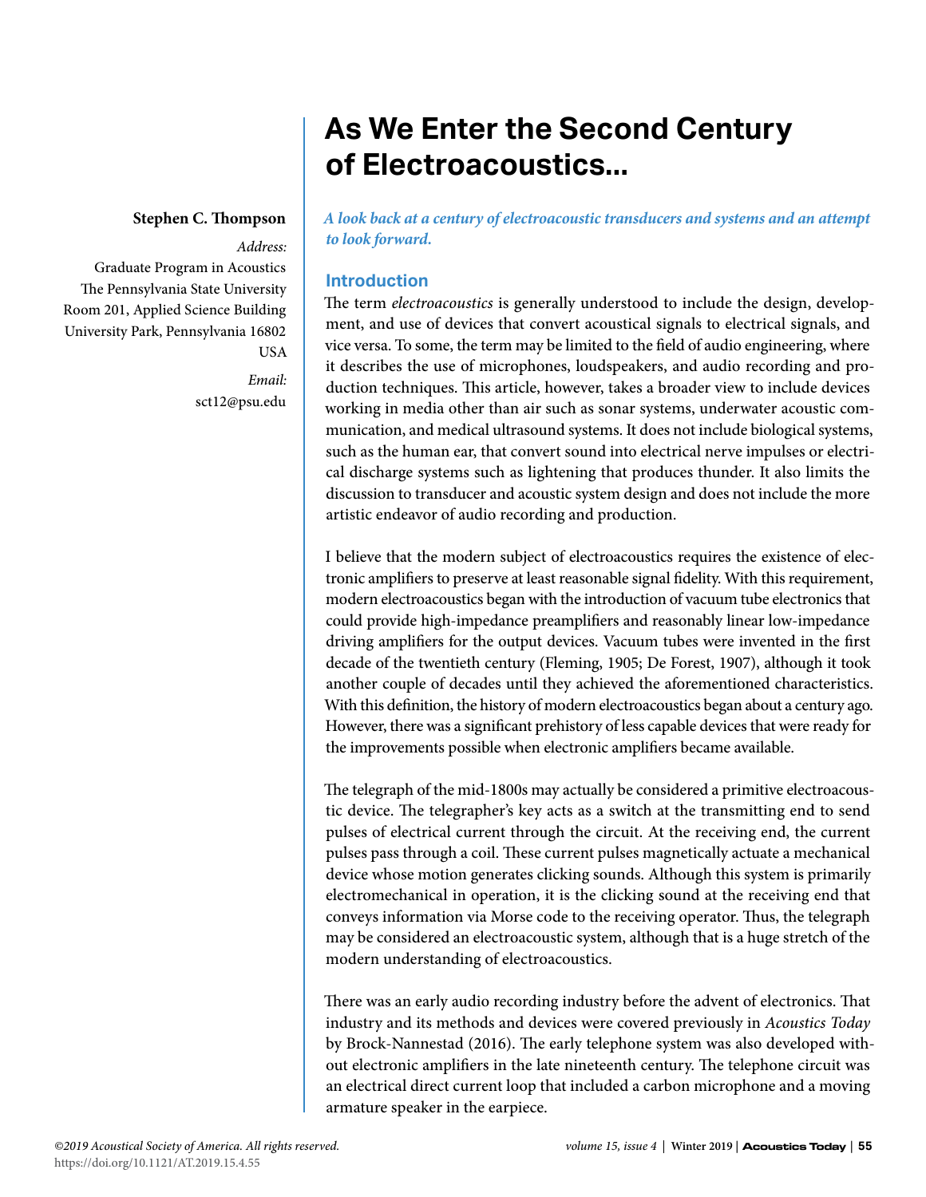# As We Enter the Second Century of Electroacoustics...

**Stephen C. Thompson**

*Address:*
Graduate Program in Acoustics
The Pennsylvania State University
Room 201, Applied Science Building
University Park, Pennsylvania 16802
USA

*Email:*
sct12@psu.edu

***A look back at a century of electroacoustic transducers and systems and an attempt to look forward.***

## Introduction

The term *electroacoustics* is generally understood to include the design, development, and use of devices that convert acoustical signals to electrical signals, and vice versa. To some, the term may be limited to the field of audio engineering, where it describes the use of microphones, loudspeakers, and audio recording and production techniques. This article, however, takes a broader view to include devices working in media other than air such as sonar systems, underwater acoustic communication, and medical ultrasound systems. It does not include biological systems, such as the human ear, that convert sound into electrical nerve impulses or electrical discharge systems such as lightening that produces thunder. It also limits the discussion to transducer and acoustic system design and does not include the more artistic endeavor of audio recording and production.

I believe that the modern subject of electroacoustics requires the existence of electronic amplifiers to preserve at least reasonable signal fidelity. With this requirement, modern electroacoustics began with the introduction of vacuum tube electronics that could provide high-impedance preamplifiers and reasonably linear low-impedance driving amplifiers for the output devices. Vacuum tubes were invented in the first decade of the twentieth century (Fleming, 1905; De Forest, 1907), although it took another couple of decades until they achieved the aforementioned characteristics. With this definition, the history of modern electroacoustics began about a century ago. However, there was a significant prehistory of less capable devices that were ready for the improvements possible when electronic amplifiers became available.

The telegraph of the mid-1800s may actually be considered a primitive electroacoustic device. The telegrapher's key acts as a switch at the transmitting end to send pulses of electrical current through the circuit. At the receiving end, the current pulses pass through a coil. These current pulses magnetically actuate a mechanical device whose motion generates clicking sounds. Although this system is primarily electromechanical in operation, it is the clicking sound at the receiving end that conveys information via Morse code to the receiving operator. Thus, the telegraph may be considered an electroacoustic system, although that is a huge stretch of the modern understanding of electroacoustics.

There was an early audio recording industry before the advent of electronics. That industry and its methods and devices were covered previously in *Acoustics Today* by Brock-Nannestad (2016). The early telephone system was also developed without electronic amplifiers in the late nineteenth century. The telephone circuit was an electrical direct current loop that included a carbon microphone and a moving armature speaker in the earpiece.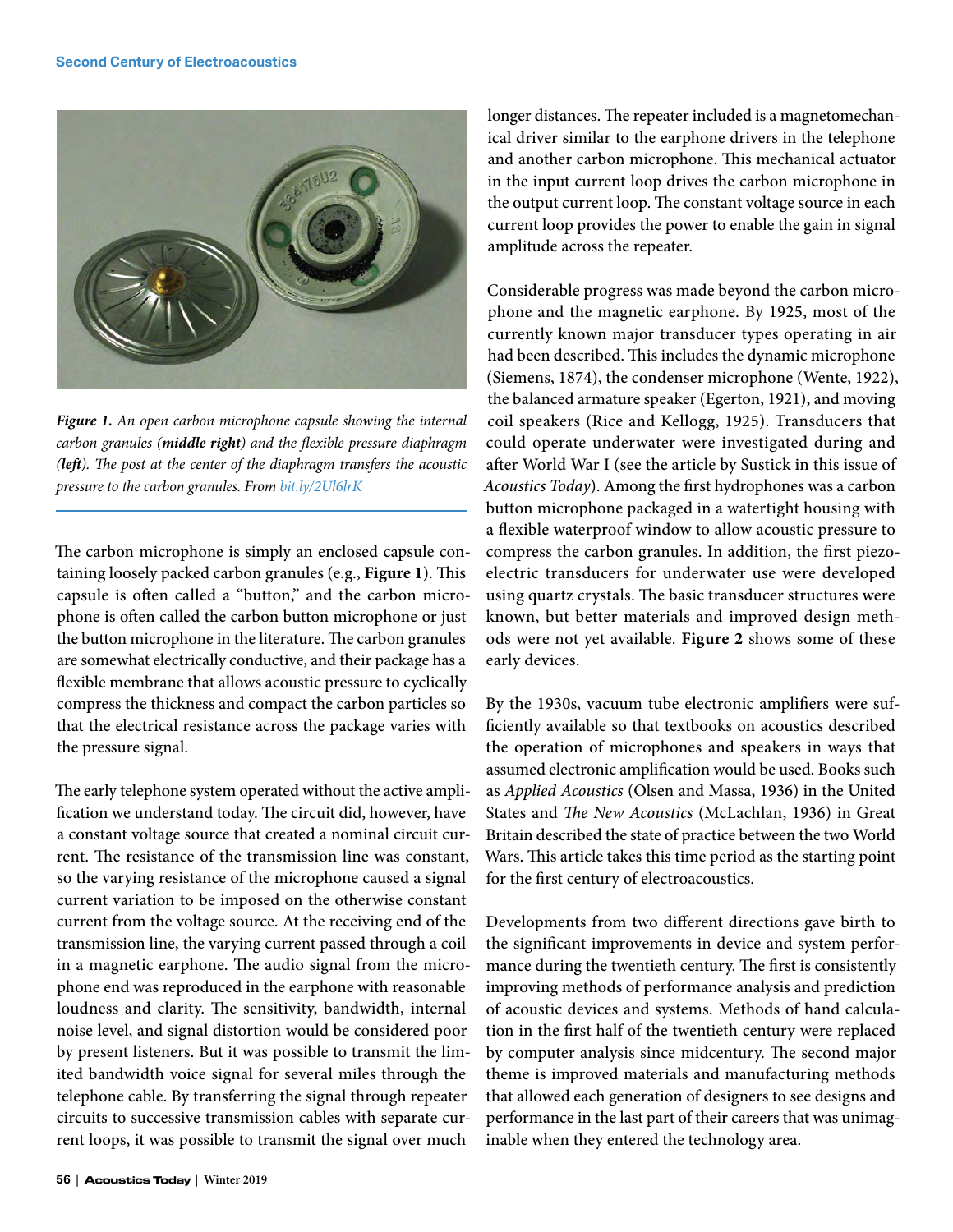*Figure 1. An open carbon microphone capsule showing the internal carbon granules (**middle right**) and the flexible pressure diaphragm (**left**). The post at the center of the diaphragm transfers the acoustic pressure to the carbon granules. From bit.ly/2Ul6lrK*

The carbon microphone is simply an enclosed capsule containing loosely packed carbon granules (e.g., **Figure 1**). This capsule is often called a "button," and the carbon microphone is often called the carbon button microphone or just the button microphone in the literature. The carbon granules are somewhat electrically conductive, and their package has a flexible membrane that allows acoustic pressure to cyclically compress the thickness and compact the carbon particles so that the electrical resistance across the package varies with the pressure signal.

The early telephone system operated without the active amplification we understand today. The circuit did, however, have a constant voltage source that created a nominal circuit current. The resistance of the transmission line was constant, so the varying resistance of the microphone caused a signal current variation to be imposed on the otherwise constant current from the voltage source. At the receiving end of the transmission line, the varying current passed through a coil in a magnetic earphone. The audio signal from the microphone end was reproduced in the earphone with reasonable loudness and clarity. The sensitivity, bandwidth, internal noise level, and signal distortion would be considered poor by present listeners. But it was possible to transmit the limited bandwidth voice signal for several miles through the telephone cable. By transferring the signal through repeater circuits to successive transmission cables with separate current loops, it was possible to transmit the signal over much longer distances. The repeater included is a magnetomechanical driver similar to the earphone drivers in the telephone and another carbon microphone. This mechanical actuator in the input current loop drives the carbon microphone in the output current loop. The constant voltage source in each current loop provides the power to enable the gain in signal amplitude across the repeater.

Considerable progress was made beyond the carbon microphone and the magnetic earphone. By 1925, most of the currently known major transducer types operating in air had been described. This includes the dynamic microphone (Siemens, 1874), the condenser microphone (Wente, 1922), the balanced armature speaker (Egerton, 1921), and moving coil speakers (Rice and Kellogg, 1925). Transducers that could operate underwater were investigated during and after World War I (see the article by Sustick in this issue of *Acoustics Today*). Among the first hydrophones was a carbon button microphone packaged in a watertight housing with a flexible waterproof window to allow acoustic pressure to compress the carbon granules. In addition, the first piezoelectric transducers for underwater use were developed using quartz crystals. The basic transducer structures were known, but better materials and improved design methods were not yet available. **Figure 2** shows some of these early devices.

By the 1930s, vacuum tube electronic amplifiers were sufficiently available so that textbooks on acoustics described the operation of microphones and speakers in ways that assumed electronic amplification would be used. Books such as *Applied Acoustics* (Olsen and Massa, 1936) in the United States and *The New Acoustics* (McLachlan, 1936) in Great Britain described the state of practice between the two World Wars. This article takes this time period as the starting point for the first century of electroacoustics.

Developments from two different directions gave birth to the significant improvements in device and system performance during the twentieth century. The first is consistently improving methods of performance analysis and prediction of acoustic devices and systems. Methods of hand calculation in the first half of the twentieth century were replaced by computer analysis since midcentury. The second major theme is improved materials and manufacturing methods that allowed each generation of designers to see designs and performance in the last part of their careers that was unimaginable when they entered the technology area.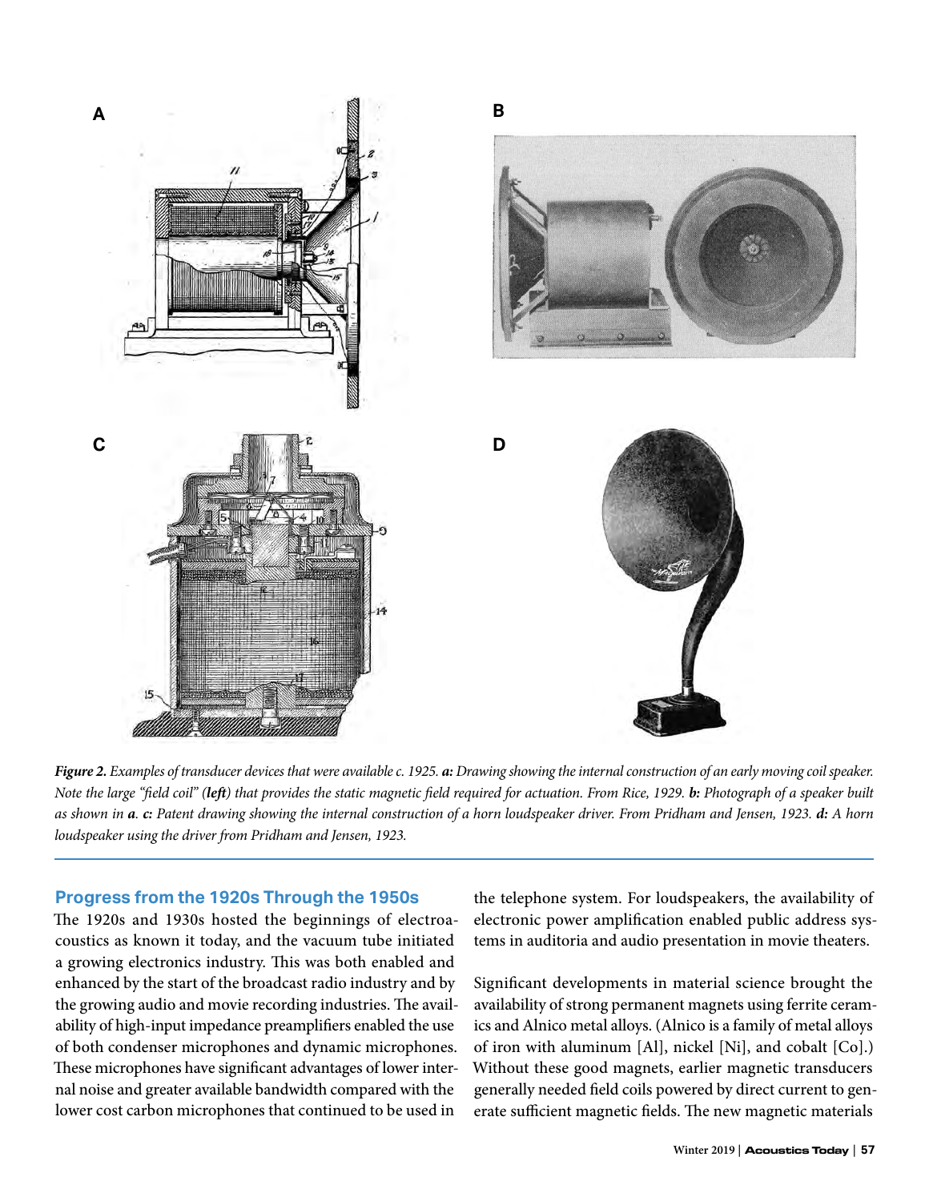*Figure 2. Examples of transducer devices that were available c. 1925.* ***a:*** *Drawing showing the internal construction of an early moving coil speaker. Note the large "field coil" (**left**) that provides the static magnetic field required for actuation. From Rice, 1929.* ***b:*** *Photograph of a speaker built as shown in* ***a****.* ***c:*** *Patent drawing showing the internal construction of a horn loudspeaker driver. From Pridham and Jensen, 1923.* ***d:*** *A horn loudspeaker using the driver from Pridham and Jensen, 1923.*

## Progress from the 1920s Through the 1950s

The 1920s and 1930s hosted the beginnings of electroacoustics as known it today, and the vacuum tube initiated a growing electronics industry. This was both enabled and enhanced by the start of the broadcast radio industry and by the growing audio and movie recording industries. The availability of high-input impedance preamplifiers enabled the use of both condenser microphones and dynamic microphones. These microphones have significant advantages of lower internal noise and greater available bandwidth compared with the lower cost carbon microphones that continued to be used in the telephone system. For loudspeakers, the availability of electronic power amplification enabled public address systems in auditoria and audio presentation in movie theaters.

Significant developments in material science brought the availability of strong permanent magnets using ferrite ceramics and Alnico metal alloys. (Alnico is a family of metal alloys of iron with aluminum [Al], nickel [Ni], and cobalt [Co].) Without these good magnets, earlier magnetic transducers generally needed field coils powered by direct current to generate sufficient magnetic fields. The new magnetic materials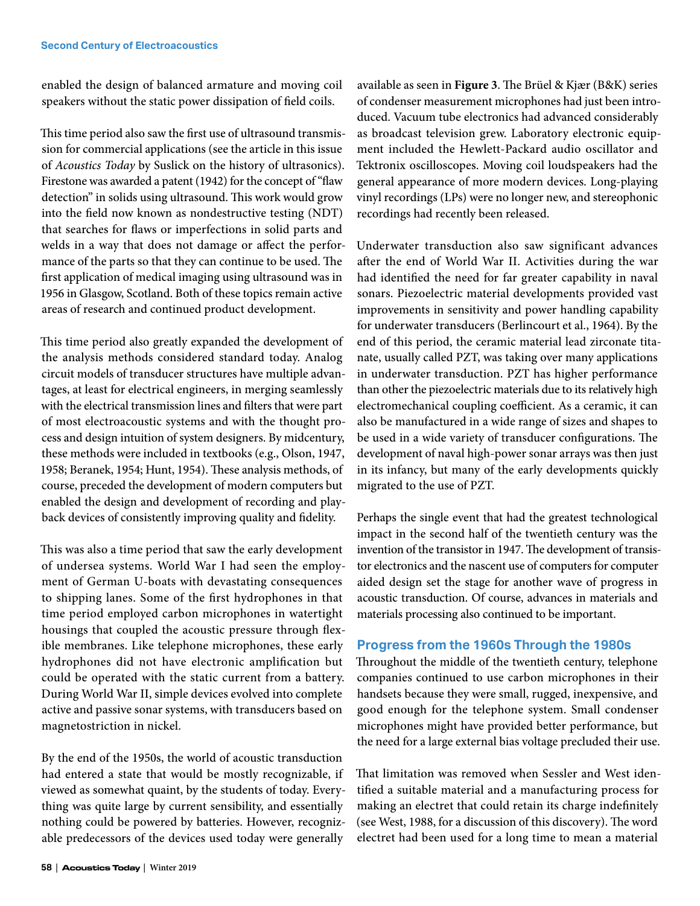enabled the design of balanced armature and moving coil speakers without the static power dissipation of field coils.

This time period also saw the first use of ultrasound transmission for commercial applications (see the article in this issue of *Acoustics Today* by Suslick on the history of ultrasonics). Firestone was awarded a patent (1942) for the concept of "flaw detection" in solids using ultrasound. This work would grow into the field now known as nondestructive testing (NDT) that searches for flaws or imperfections in solid parts and welds in a way that does not damage or affect the performance of the parts so that they can continue to be used. The first application of medical imaging using ultrasound was in 1956 in Glasgow, Scotland. Both of these topics remain active areas of research and continued product development.

This time period also greatly expanded the development of the analysis methods considered standard today. Analog circuit models of transducer structures have multiple advantages, at least for electrical engineers, in merging seamlessly with the electrical transmission lines and filters that were part of most electroacoustic systems and with the thought process and design intuition of system designers. By midcentury, these methods were included in textbooks (e.g., Olson, 1947, 1958; Beranek, 1954; Hunt, 1954). These analysis methods, of course, preceded the development of modern computers but enabled the design and development of recording and playback devices of consistently improving quality and fidelity.

This was also a time period that saw the early development of undersea systems. World War I had seen the employment of German U-boats with devastating consequences to shipping lanes. Some of the first hydrophones in that time period employed carbon microphones in watertight housings that coupled the acoustic pressure through flexible membranes. Like telephone microphones, these early hydrophones did not have electronic amplification but could be operated with the static current from a battery. During World War II, simple devices evolved into complete active and passive sonar systems, with transducers based on magnetostriction in nickel.

By the end of the 1950s, the world of acoustic transduction had entered a state that would be mostly recognizable, if viewed as somewhat quaint, by the students of today. Everything was quite large by current sensibility, and essentially nothing could be powered by batteries. However, recognizable predecessors of the devices used today were generally available as seen in **Figure 3**. The Brüel & Kjær (B&K) series of condenser measurement microphones had just been introduced. Vacuum tube electronics had advanced considerably as broadcast television grew. Laboratory electronic equipment included the Hewlett-Packard audio oscillator and Tektronix oscilloscopes. Moving coil loudspeakers had the general appearance of more modern devices. Long-playing vinyl recordings (LPs) were no longer new, and stereophonic recordings had recently been released.

Underwater transduction also saw significant advances after the end of World War II. Activities during the war had identified the need for far greater capability in naval sonars. Piezoelectric material developments provided vast improvements in sensitivity and power handling capability for underwater transducers (Berlincourt et al., 1964). By the end of this period, the ceramic material lead zirconate titanate, usually called PZT, was taking over many applications in underwater transduction. PZT has higher performance than other the piezoelectric materials due to its relatively high electromechanical coupling coefficient. As a ceramic, it can also be manufactured in a wide range of sizes and shapes to be used in a wide variety of transducer configurations. The development of naval high-power sonar arrays was then just in its infancy, but many of the early developments quickly migrated to the use of PZT.

Perhaps the single event that had the greatest technological impact in the second half of the twentieth century was the invention of the transistor in 1947. The development of transistor electronics and the nascent use of computers for computer aided design set the stage for another wave of progress in acoustic transduction. Of course, advances in materials and materials processing also continued to be important.

## Progress from the 1960s Through the 1980s

Throughout the middle of the twentieth century, telephone companies continued to use carbon microphones in their handsets because they were small, rugged, inexpensive, and good enough for the telephone system. Small condenser microphones might have provided better performance, but the need for a large external bias voltage precluded their use.

That limitation was removed when Sessler and West identified a suitable material and a manufacturing process for making an electret that could retain its charge indefinitely (see West, 1988, for a discussion of this discovery). The word electret had been used for a long time to mean a material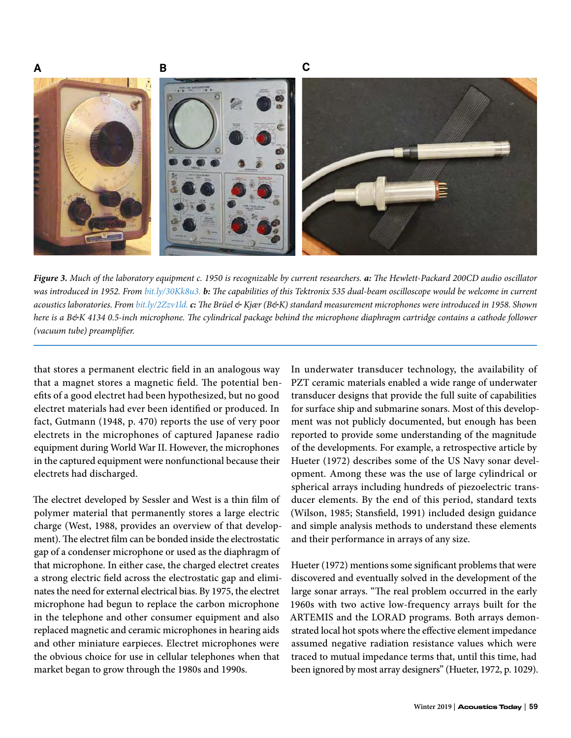*Figure 3. Much of the laboratory equipment c. 1950 is recognizable by current researchers.* ***a:*** *The Hewlett-Packard 200CD audio oscillator was introduced in 1952. From bit.ly/30Kk8u3.* ***b:*** *The capabilities of this Tektronix 535 dual-beam oscilloscope would be welcome in current acoustics laboratories. From bit.ly/2Zzv1ld.* ***c:*** *The Brüel & Kjær (B&K) standard measurement microphones were introduced in 1958. Shown here is a B&K 4134 0.5-inch microphone. The cylindrical package behind the microphone diaphragm cartridge contains a cathode follower (vacuum tube) preamplifier.*

that stores a permanent electric field in an analogous way that a magnet stores a magnetic field. The potential benefits of a good electret had been hypothesized, but no good electret materials had ever been identified or produced. In fact, Gutmann (1948, p. 470) reports the use of very poor electrets in the microphones of captured Japanese radio equipment during World War II. However, the microphones in the captured equipment were nonfunctional because their electrets had discharged.

The electret developed by Sessler and West is a thin film of polymer material that permanently stores a large electric charge (West, 1988, provides an overview of that development). The electret film can be bonded inside the electrostatic gap of a condenser microphone or used as the diaphragm of that microphone. In either case, the charged electret creates a strong electric field across the electrostatic gap and eliminates the need for external electrical bias. By 1975, the electret microphone had begun to replace the carbon microphone in the telephone and other consumer equipment and also replaced magnetic and ceramic microphones in hearing aids and other miniature earpieces. Electret microphones were the obvious choice for use in cellular telephones when that market began to grow through the 1980s and 1990s.

In underwater transducer technology, the availability of PZT ceramic materials enabled a wide range of underwater transducer designs that provide the full suite of capabilities for surface ship and submarine sonars. Most of this development was not publicly documented, but enough has been reported to provide some understanding of the magnitude of the developments. For example, a retrospective article by Hueter (1972) describes some of the US Navy sonar development. Among these was the use of large cylindrical or spherical arrays including hundreds of piezoelectric transducer elements. By the end of this period, standard texts (Wilson, 1985; Stansfield, 1991) included design guidance and simple analysis methods to understand these elements and their performance in arrays of any size.

Hueter (1972) mentions some significant problems that were discovered and eventually solved in the development of the large sonar arrays. "The real problem occurred in the early 1960s with two active low-frequency arrays built for the ARTEMIS and the LORAD programs. Both arrays demonstrated local hot spots where the effective element impedance assumed negative radiation resistance values which were traced to mutual impedance terms that, until this time, had been ignored by most array designers" (Hueter, 1972, p. 1029).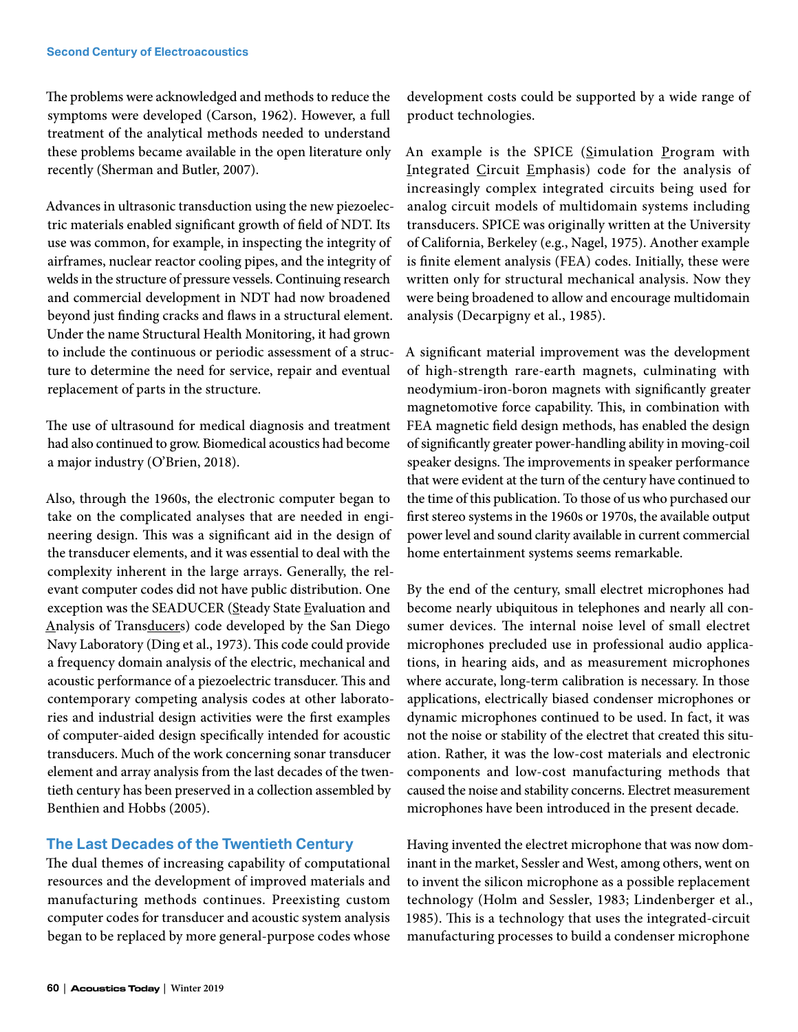The problems were acknowledged and methods to reduce the symptoms were developed (Carson, 1962). However, a full treatment of the analytical methods needed to understand these problems became available in the open literature only recently (Sherman and Butler, 2007).

Advances in ultrasonic transduction using the new piezoelectric materials enabled significant growth of field of NDT. Its use was common, for example, in inspecting the integrity of airframes, nuclear reactor cooling pipes, and the integrity of welds in the structure of pressure vessels. Continuing research and commercial development in NDT had now broadened beyond just finding cracks and flaws in a structural element. Under the name Structural Health Monitoring, it had grown to include the continuous or periodic assessment of a structure to determine the need for service, repair and eventual replacement of parts in the structure.

The use of ultrasound for medical diagnosis and treatment had also continued to grow. Biomedical acoustics had become a major industry (O'Brien, 2018).

Also, through the 1960s, the electronic computer began to take on the complicated analyses that are needed in engineering design. This was a significant aid in the design of the transducer elements, and it was essential to deal with the complexity inherent in the large arrays. Generally, the relevant computer codes did not have public distribution. One exception was the SEADUCER (Steady State Evaluation and Analysis of Transducers) code developed by the San Diego Navy Laboratory (Ding et al., 1973). This code could provide a frequency domain analysis of the electric, mechanical and acoustic performance of a piezoelectric transducer. This and contemporary competing analysis codes at other laboratories and industrial design activities were the first examples of computer-aided design specifically intended for acoustic transducers. Much of the work concerning sonar transducer element and array analysis from the last decades of the twentieth century has been preserved in a collection assembled by Benthien and Hobbs (2005).

## The Last Decades of the Twentieth Century

The dual themes of increasing capability of computational resources and the development of improved materials and manufacturing methods continues. Preexisting custom computer codes for transducer and acoustic system analysis began to be replaced by more general-purpose codes whose development costs could be supported by a wide range of product technologies.

An example is the SPICE (Simulation Program with Integrated Circuit Emphasis) code for the analysis of increasingly complex integrated circuits being used for analog circuit models of multidomain systems including transducers. SPICE was originally written at the University of California, Berkeley (e.g., Nagel, 1975). Another example is finite element analysis (FEA) codes. Initially, these were written only for structural mechanical analysis. Now they were being broadened to allow and encourage multidomain analysis (Decarpigny et al., 1985).

A significant material improvement was the development of high-strength rare-earth magnets, culminating with neodymium-iron-boron magnets with significantly greater magnetomotive force capability. This, in combination with FEA magnetic field design methods, has enabled the design of significantly greater power-handling ability in moving-coil speaker designs. The improvements in speaker performance that were evident at the turn of the century have continued to the time of this publication. To those of us who purchased our first stereo systems in the 1960s or 1970s, the available output power level and sound clarity available in current commercial home entertainment systems seems remarkable.

By the end of the century, small electret microphones had become nearly ubiquitous in telephones and nearly all consumer devices. The internal noise level of small electret microphones precluded use in professional audio applications, in hearing aids, and as measurement microphones where accurate, long-term calibration is necessary. In those applications, electrically biased condenser microphones or dynamic microphones continued to be used. In fact, it was not the noise or stability of the electret that created this situation. Rather, it was the low-cost materials and electronic components and low-cost manufacturing methods that caused the noise and stability concerns. Electret measurement microphones have been introduced in the present decade.

Having invented the electret microphone that was now dominant in the market, Sessler and West, among others, went on to invent the silicon microphone as a possible replacement technology (Holm and Sessler, 1983; Lindenberger et al., 1985). This is a technology that uses the integrated-circuit manufacturing processes to build a condenser microphone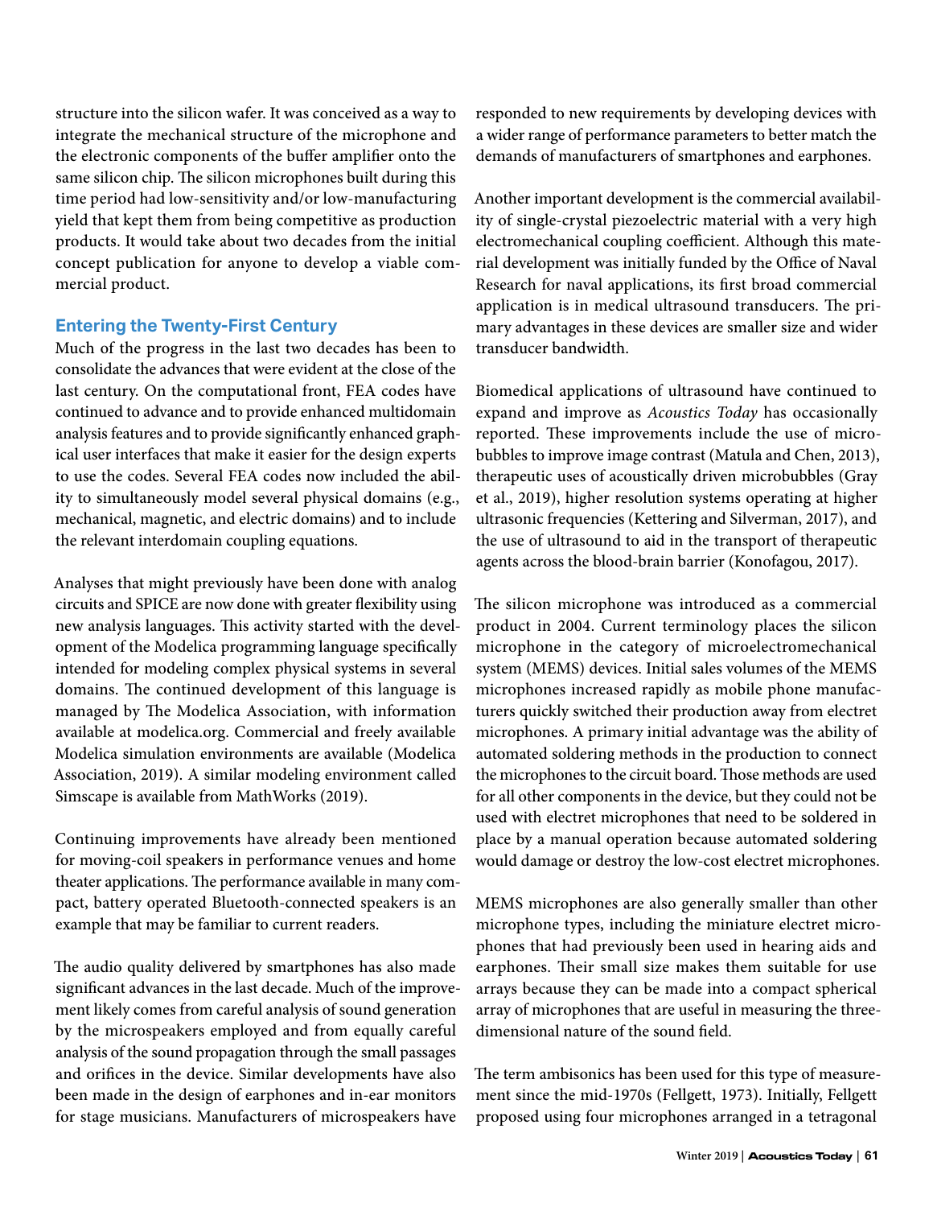structure into the silicon wafer. It was conceived as a way to integrate the mechanical structure of the microphone and the electronic components of the buffer amplifier onto the same silicon chip. The silicon microphones built during this time period had low-sensitivity and/or low-manufacturing yield that kept them from being competitive as production products. It would take about two decades from the initial concept publication for anyone to develop a viable commercial product.

## Entering the Twenty-First Century

Much of the progress in the last two decades has been to consolidate the advances that were evident at the close of the last century. On the computational front, FEA codes have continued to advance and to provide enhanced multidomain analysis features and to provide significantly enhanced graphical user interfaces that make it easier for the design experts to use the codes. Several FEA codes now included the ability to simultaneously model several physical domains (e.g., mechanical, magnetic, and electric domains) and to include the relevant interdomain coupling equations.

Analyses that might previously have been done with analog circuits and SPICE are now done with greater flexibility using new analysis languages. This activity started with the development of the Modelica programming language specifically intended for modeling complex physical systems in several domains. The continued development of this language is managed by The Modelica Association, with information available at modelica.org. Commercial and freely available Modelica simulation environments are available (Modelica Association, 2019). A similar modeling environment called Simscape is available from MathWorks (2019).

Continuing improvements have already been mentioned for moving-coil speakers in performance venues and home theater applications. The performance available in many compact, battery operated Bluetooth-connected speakers is an example that may be familiar to current readers.

The audio quality delivered by smartphones has also made significant advances in the last decade. Much of the improvement likely comes from careful analysis of sound generation by the microspeakers employed and from equally careful analysis of the sound propagation through the small passages and orifices in the device. Similar developments have also been made in the design of earphones and in-ear monitors for stage musicians. Manufacturers of microspeakers have responded to new requirements by developing devices with a wider range of performance parameters to better match the demands of manufacturers of smartphones and earphones.

Another important development is the commercial availability of single-crystal piezoelectric material with a very high electromechanical coupling coefficient. Although this material development was initially funded by the Office of Naval Research for naval applications, its first broad commercial application is in medical ultrasound transducers. The primary advantages in these devices are smaller size and wider transducer bandwidth.

Biomedical applications of ultrasound have continued to expand and improve as *Acoustics Today* has occasionally reported. These improvements include the use of microbubbles to improve image contrast (Matula and Chen, 2013), therapeutic uses of acoustically driven microbubbles (Gray et al., 2019), higher resolution systems operating at higher ultrasonic frequencies (Kettering and Silverman, 2017), and the use of ultrasound to aid in the transport of therapeutic agents across the blood-brain barrier (Konofagou, 2017).

The silicon microphone was introduced as a commercial product in 2004. Current terminology places the silicon microphone in the category of microelectromechanical system (MEMS) devices. Initial sales volumes of the MEMS microphones increased rapidly as mobile phone manufacturers quickly switched their production away from electret microphones. A primary initial advantage was the ability of automated soldering methods in the production to connect the microphones to the circuit board. Those methods are used for all other components in the device, but they could not be used with electret microphones that need to be soldered in place by a manual operation because automated soldering would damage or destroy the low-cost electret microphones.

MEMS microphones are also generally smaller than other microphone types, including the miniature electret microphones that had previously been used in hearing aids and earphones. Their small size makes them suitable for use arrays because they can be made into a compact spherical array of microphones that are useful in measuring the three-dimensional nature of the sound field.

The term ambisonics has been used for this type of measurement since the mid-1970s (Fellgett, 1973). Initially, Fellgett proposed using four microphones arranged in a tetragonal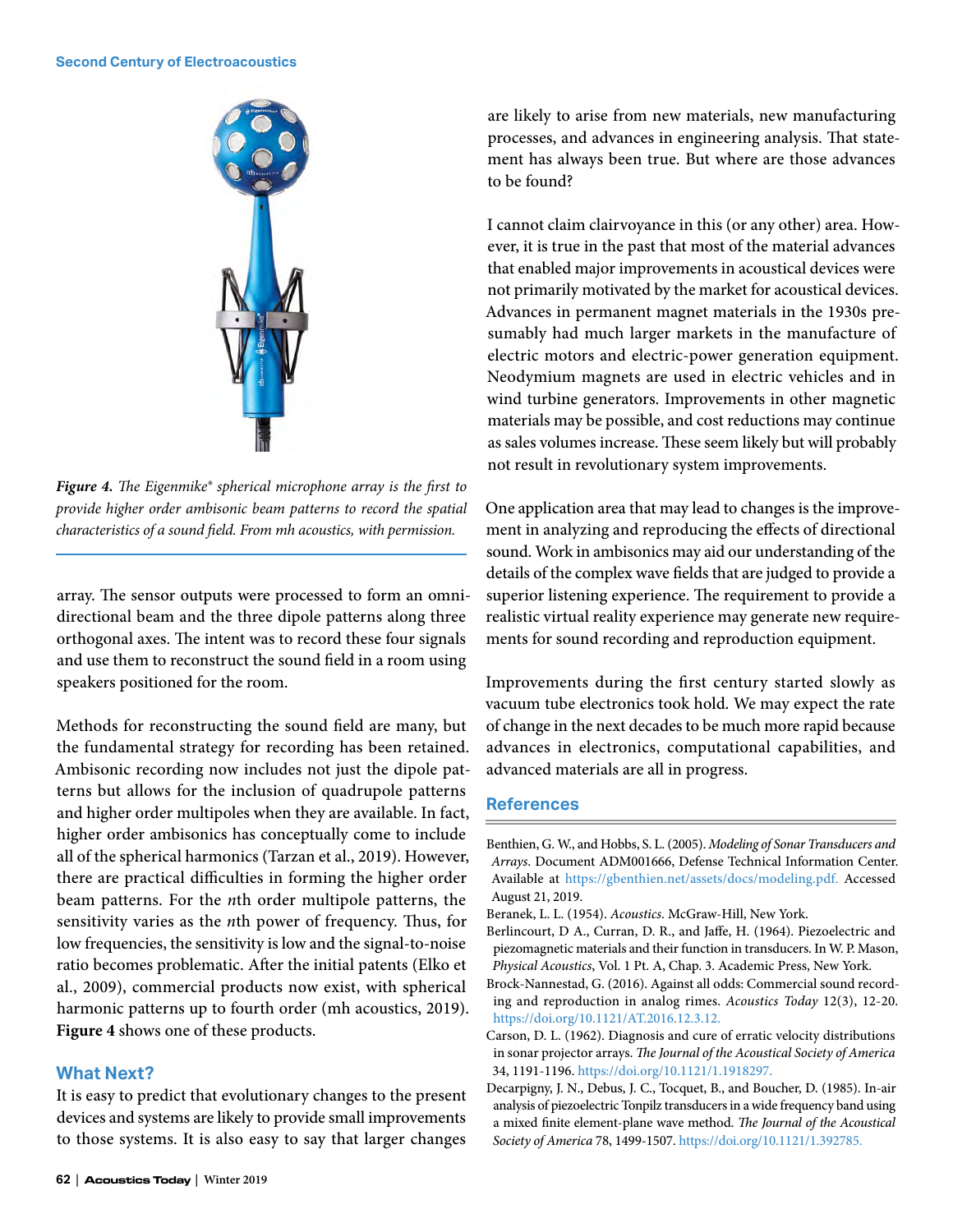*Figure 4. The Eigenmike® spherical microphone array is the first to provide higher order ambisonic beam patterns to record the spatial characteristics of a sound field. From mh acoustics, with permission.*

array. The sensor outputs were processed to form an omnidirectional beam and the three dipole patterns along three orthogonal axes. The intent was to record these four signals and use them to reconstruct the sound field in a room using speakers positioned for the room.

Methods for reconstructing the sound field are many, but the fundamental strategy for recording has been retained. Ambisonic recording now includes not just the dipole patterns but allows for the inclusion of quadrupole patterns and higher order multipoles when they are available. In fact, higher order ambisonics has conceptually come to include all of the spherical harmonics (Tarzan et al., 2019). However, there are practical difficulties in forming the higher order beam patterns. For the *n*th order multipole patterns, the sensitivity varies as the *n*th power of frequency. Thus, for low frequencies, the sensitivity is low and the signal-to-noise ratio becomes problematic. After the initial patents (Elko et al., 2009), commercial products now exist, with spherical harmonic patterns up to fourth order (mh acoustics, 2019). **Figure 4** shows one of these products.

## What Next?

It is easy to predict that evolutionary changes to the present devices and systems are likely to provide small improvements to those systems. It is also easy to say that larger changes are likely to arise from new materials, new manufacturing processes, and advances in engineering analysis. That statement has always been true. But where are those advances to be found?

I cannot claim clairvoyance in this (or any other) area. However, it is true in the past that most of the material advances that enabled major improvements in acoustical devices were not primarily motivated by the market for acoustical devices. Advances in permanent magnet materials in the 1930s presumably had much larger markets in the manufacture of electric motors and electric-power generation equipment. Neodymium magnets are used in electric vehicles and in wind turbine generators. Improvements in other magnetic materials may be possible, and cost reductions may continue as sales volumes increase. These seem likely but will probably not result in revolutionary system improvements.

One application area that may lead to changes is the improvement in analyzing and reproducing the effects of directional sound. Work in ambisonics may aid our understanding of the details of the complex wave fields that are judged to provide a superior listening experience. The requirement to provide a realistic virtual reality experience may generate new requirements for sound recording and reproduction equipment.

Improvements during the first century started slowly as vacuum tube electronics took hold. We may expect the rate of change in the next decades to be much more rapid because advances in electronics, computational capabilities, and advanced materials are all in progress.

## References

Benthien, G. W., and Hobbs, S. L. (2005). *Modeling of Sonar Transducers and Arrays*. Document ADM001666, Defense Technical Information Center. Available at https://gbenthien.net/assets/docs/modeling.pdf. Accessed August 21, 2019.

Beranek, L. L. (1954). *Acoustics*. McGraw-Hill, New York.

Berlincourt, D A., Curran, D. R., and Jaffe, H. (1964). Piezoelectric and piezomagnetic materials and their function in transducers. In W. P. Mason, *Physical Acoustics*, Vol. 1 Pt. A, Chap. 3. Academic Press, New York.

Brock-Nannestad, G. (2016). Against all odds: Commercial sound recording and reproduction in analog rimes. *Acoustics Today* 12(3), 12-20. https://doi.org/10.1121/AT.2016.12.3.12.

Carson, D. L. (1962). Diagnosis and cure of erratic velocity distributions in sonar projector arrays. *The Journal of the Acoustical Society of America* 34, 1191-1196. https://doi.org/10.1121/1.1918297.

Decarpigny, J. N., Debus, J. C., Tocquet, B., and Boucher, D. (1985). In-air analysis of piezoelectric Tonpilz transducers in a wide frequency band using a mixed finite element-plane wave method. *The Journal of the Acoustical Society of America* 78, 1499-1507. https://doi.org/10.1121/1.392785.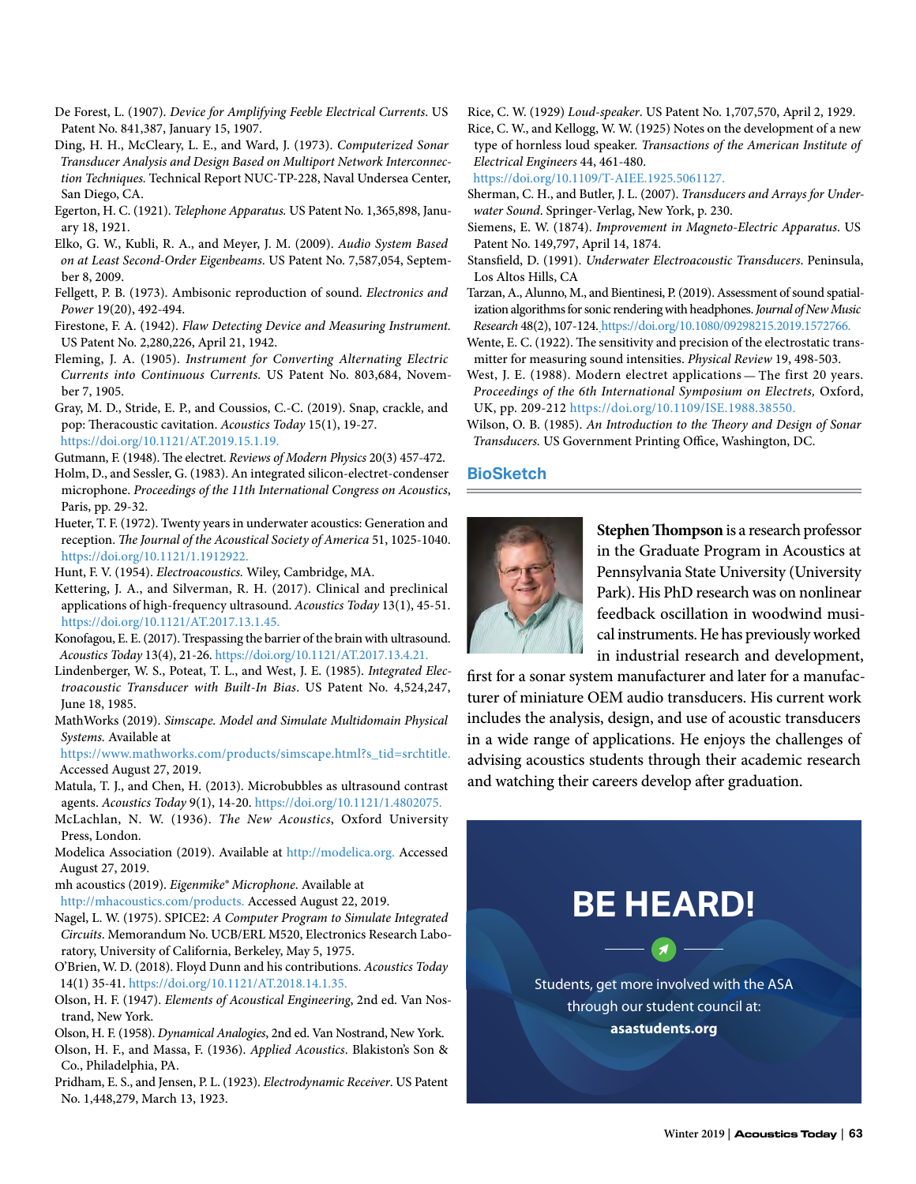De Forest, L. (1907). *Device for Amplifying Feeble Electrical Currents*. US Patent No. 841,387, January 15, 1907.

Ding, H. H., McCleary, L. E., and Ward, J. (1973). *Computerized Sonar Transducer Analysis and Design Based on Multiport Network Interconnection Techniques.* Technical Report NUC-TP-228, Naval Undersea Center, San Diego, CA.

Egerton, H. C. (1921). *Telephone Apparatus.* US Patent No. 1,365,898, January 18, 1921.

Elko, G. W., Kubli, R. A., and Meyer, J. M. (2009). *Audio System Based on at Least Second-Order Eigenbeams*. US Patent No. 7,587,054, September 8, 2009.

Fellgett, P. B. (1973). Ambisonic reproduction of sound. *Electronics and Power* 19(20), 492-494.

Firestone, F. A. (1942). *Flaw Detecting Device and Measuring Instrument*. US Patent No. 2,280,226, April 21, 1942.

Fleming, J. A. (1905). *Instrument for Converting Alternating Electric Currents into Continuous Currents.* US Patent No. 803,684, November 7, 1905.

Gray, M. D., Stride, E. P., and Coussios, C.-C. (2019). Snap, crackle, and pop: Theracoustic cavitation. *Acoustics Today* 15(1), 19-27. https://doi.org/10.1121/AT.2019.15.1.19.

Gutmann, F. (1948). The electret. *Reviews of Modern Physics* 20(3) 457-472.

Holm, D., and Sessler, G. (1983). An integrated silicon-electret-condenser microphone. *Proceedings of the 11th International Congress on Acoustics*, Paris, pp. 29-32.

Hueter, T. F. (1972). Twenty years in underwater acoustics: Generation and reception. *The Journal of the Acoustical Society of America* 51, 1025-1040. https://doi.org/10.1121/1.1912922.

Hunt, F. V. (1954). *Electroacoustics.* Wiley, Cambridge, MA.

Kettering, J. A., and Silverman, R. H. (2017). Clinical and preclinical applications of high-frequency ultrasound. *Acoustics Today* 13(1), 45-51. https://doi.org/10.1121/AT.2017.13.1.45.

Konofagou, E. E. (2017). Trespassing the barrier of the brain with ultrasound. *Acoustics Today* 13(4), 21-26. https://doi.org/10.1121/AT.2017.13.4.21.

Lindenberger, W. S., Poteat, T. L., and West, J. E. (1985). *Integrated Electroacoustic Transducer with Built-In Bias*. US Patent No. 4,524,247, June 18, 1985.

MathWorks (2019). *Simscape. Model and Simulate Multidomain Physical Systems.* Available at https://www.mathworks.com/products/simscape.html?s_tid=srchtitle. Accessed August 27, 2019.

Matula, T. J., and Chen, H. (2013). Microbubbles as ultrasound contrast agents. *Acoustics Today* 9(1), 14-20. https://doi.org/10.1121/1.4802075.

McLachlan, N. W. (1936). *The New Acoustics*, Oxford University Press, London.

Modelica Association (2019). Available at http://modelica.org. Accessed August 27, 2019.

mh acoustics (2019). *Eigenmike® Microphone*. Available at http://mhacoustics.com/products. Accessed August 22, 2019.

Nagel, L. W. (1975). SPICE2: *A Computer Program to Simulate Integrated Circuits*. Memorandum No. UCB/ERL M520, Electronics Research Laboratory, University of California, Berkeley, May 5, 1975.

O'Brien, W. D. (2018). Floyd Dunn and his contributions. *Acoustics Today* 14(1) 35-41. https://doi.org/10.1121/AT.2018.14.1.35.

Olson, H. F. (1947). *Elements of Acoustical Engineering*, 2nd ed. Van Nostrand, New York.

Olson, H. F. (1958). *Dynamical Analogies*, 2nd ed. Van Nostrand, New York.

Olson, H. F., and Massa, F. (1936). *Applied Acoustics*. Blakiston's Son & Co., Philadelphia, PA.

Pridham, E. S., and Jensen, P. L. (1923). *Electrodynamic Receiver*. US Patent No. 1,448,279, March 13, 1923.

Rice, C. W. (1929) *Loud-speaker*. US Patent No. 1,707,570, April 2, 1929.

Rice, C. W., and Kellogg, W. W. (1925) Notes on the development of a new type of hornless loud speaker. *Transactions of the American Institute of Electrical Engineers* 44, 461-480. https://doi.org/10.1109/T-AIEE.1925.5061127.

Sherman, C. H., and Butler, J. L. (2007). *Transducers and Arrays for Underwater Sound*. Springer-Verlag, New York, p. 230.

Siemens, E. W. (1874). *Improvement in Magneto-Electric Apparatus*. US Patent No. 149,797, April 14, 1874.

Stansfield, D. (1991). *Underwater Electroacoustic Transducers*. Peninsula, Los Altos Hills, CA

Tarzan, A., Alunno, M., and Bientinesi, P. (2019). Assessment of sound spatialization algorithms for sonic rendering with headphones. *Journal of New Music Research* 48(2), 107-124. https://doi.org/10.1080/09298215.2019.1572766.

Wente, E. C. (1922). The sensitivity and precision of the electrostatic transmitter for measuring sound intensities. *Physical Review* 19, 498-503.

West, J. E. (1988). Modern electret applications — The first 20 years. *Proceedings of the 6th International Symposium on Electrets,* Oxford, UK, pp. 209-212 https://doi.org/10.1109/ISE.1988.38550.

Wilson, O. B. (1985). *An Introduction to the Theory and Design of Sonar Transducers.* US Government Printing Office, Washington, DC.

## BioSketch

**Stephen Thompson** is a research professor in the Graduate Program in Acoustics at Pennsylvania State University (University Park). His PhD research was on nonlinear feedback oscillation in woodwind musical instruments. He has previously worked in industrial research and development, first for a sonar system manufacturer and later for a manufacturer of miniature OEM audio transducers. His current work includes the analysis, design, and use of acoustic transducers in a wide range of applications. He enjoys the challenges of advising acoustics students through their academic research and watching their careers develop after graduation.

**BE HEARD!**

Students, get more involved with the ASA through our student council at:

**asastudents.org**